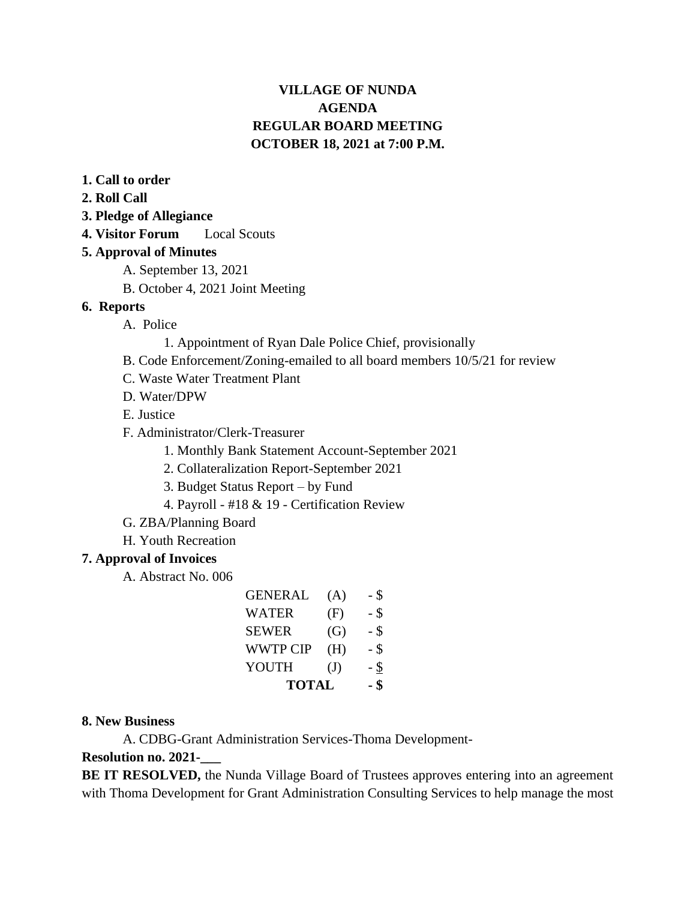**VILLAGE OF NUNDA**
**AGENDA**
**REGULAR BOARD MEETING**
**OCTOBER 18, 2021 at 7:00 P.M.**

**1. Call to order**

**2. Roll Call**

**3. Pledge of Allegiance**

**4. Visitor Forum** Local Scouts

**5. Approval of Minutes**

A. September 13, 2021

B. October 4, 2021 Joint Meeting

**6. Reports**

A. Police

1. Appointment of Ryan Dale Police Chief, provisionally

B. Code Enforcement/Zoning-emailed to all board members 10/5/21 for review

C. Waste Water Treatment Plant

D. Water/DPW

E. Justice

F. Administrator/Clerk-Treasurer

1. Monthly Bank Statement Account-September 2021
2. Collateralization Report-September 2021
3. Budget Status Report – by Fund
4. Payroll - #18 & 19 - Certification Review

G. ZBA/Planning Board

H. Youth Recreation

**7. Approval of Invoices**

A. Abstract No. 006

| | | |
|---|---|---|
| GENERAL | (A) | - $ |
| WATER | (F) | - $ |
| SEWER | (G) | - $ |
| WWTP CIP | (H) | - $ |
| YOUTH | (J) | - $ |
| **TOTAL** | | **- $** |

**8. New Business**

A. CDBG-Grant Administration Services-Thoma Development-

**Resolution no. 2021-\_\_\_**

**BE IT RESOLVED,** the Nunda Village Board of Trustees approves entering into an agreement with Thoma Development for Grant Administration Consulting Services to help manage the most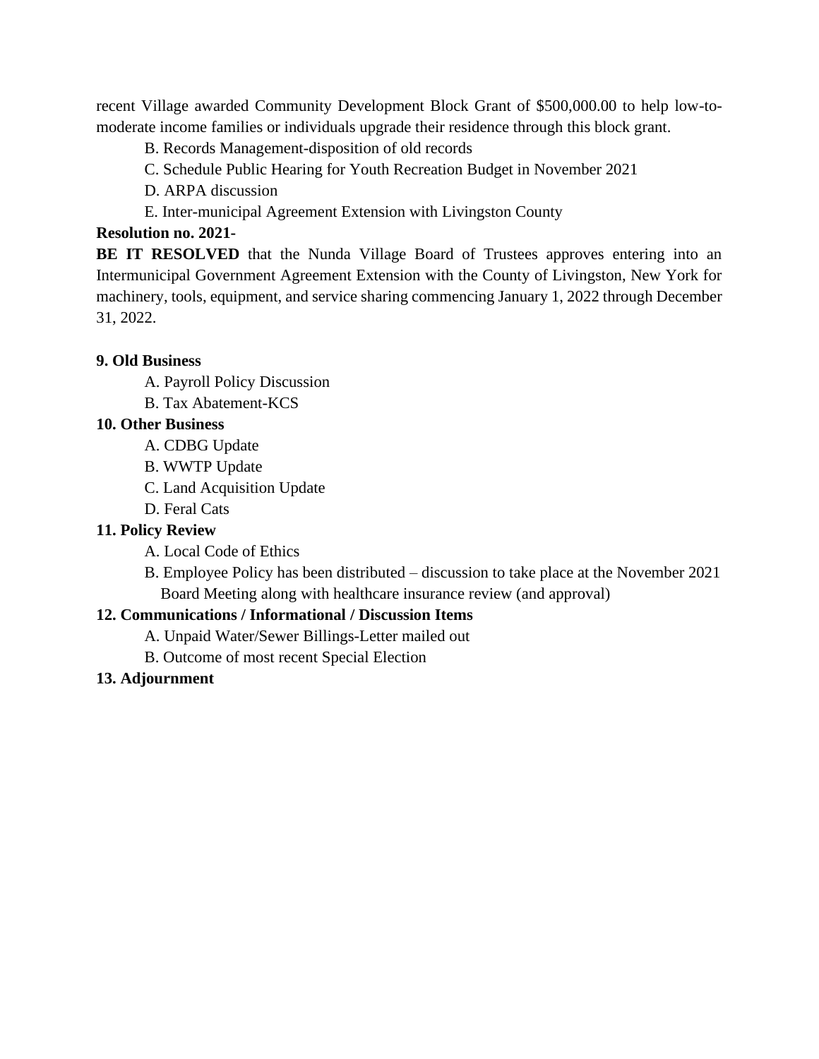recent Village awarded Community Development Block Grant of $500,000.00 to help low-to-moderate income families or individuals upgrade their residence through this block grant.

B. Records Management-disposition of old records

C. Schedule Public Hearing for Youth Recreation Budget in November 2021

D. ARPA discussion

E. Inter-municipal Agreement Extension with Livingston County

**Resolution no. 2021-**

**BE IT RESOLVED** that the Nunda Village Board of Trustees approves entering into an Intermunicipal Government Agreement Extension with the County of Livingston, New York for machinery, tools, equipment, and service sharing commencing January 1, 2022 through December 31, 2022.

**9. Old Business**

A. Payroll Policy Discussion

B. Tax Abatement-KCS

**10. Other Business**

A. CDBG Update

B. WWTP Update

C. Land Acquisition Update

D. Feral Cats

**11. Policy Review**

A. Local Code of Ethics

B. Employee Policy has been distributed – discussion to take place at the November 2021 Board Meeting along with healthcare insurance review (and approval)

**12. Communications / Informational / Discussion Items**

A. Unpaid Water/Sewer Billings-Letter mailed out

B. Outcome of most recent Special Election

**13. Adjournment**